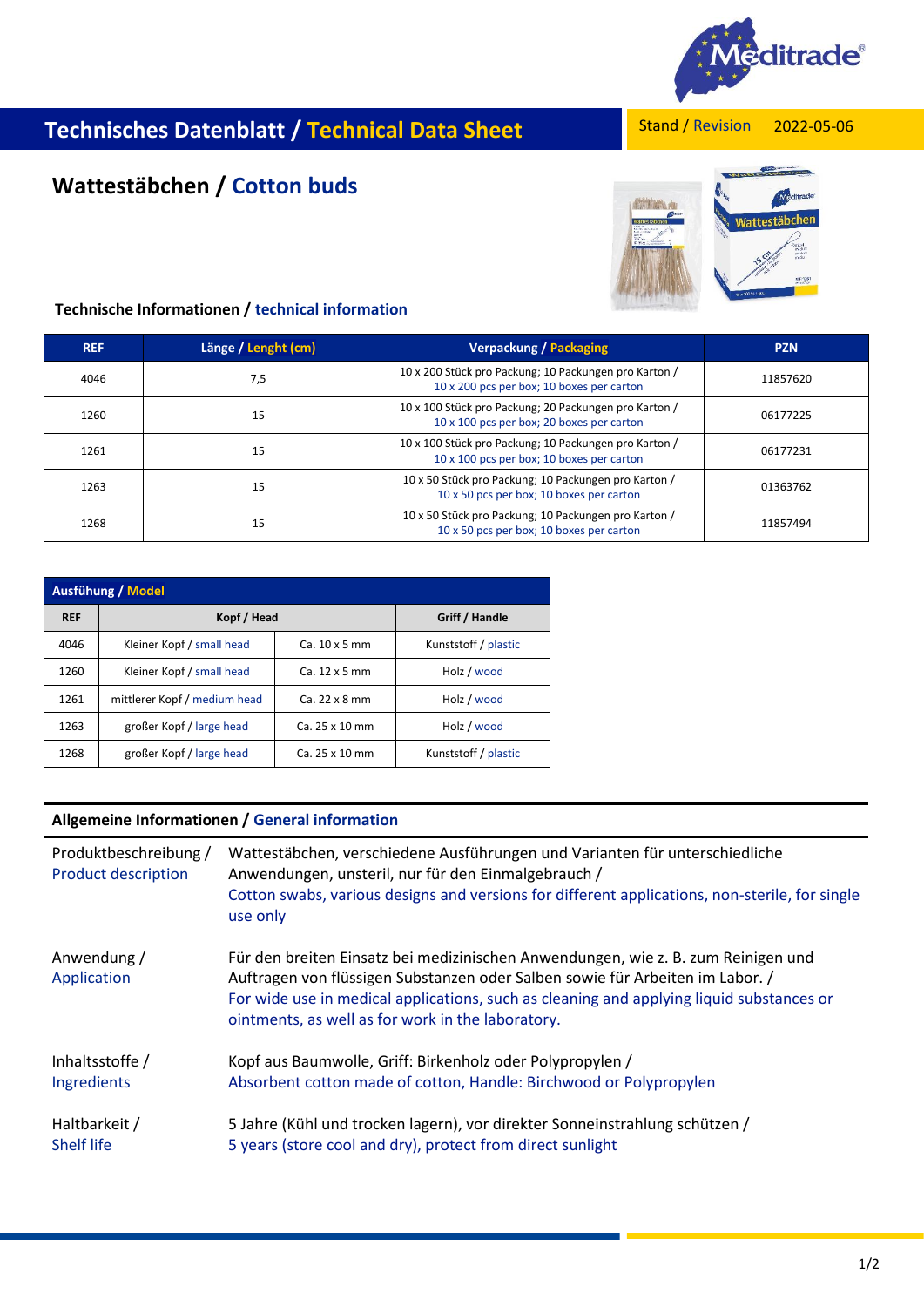# Technisches Datenblatt / Technical Data Sheet

Stand / Revision 2022-05-06

## Wattestäbchen / Cotton buds

### Technische Informationen / technical information

| REF | Länge / Lenght (cm) | Verpackung / Packaging | PZN |
|---|---|---|---|
| 4046 | 7,5 | 10 x 200 Stück pro Packung; 10 Packungen pro Karton / 10 x 200 pcs per box; 10 boxes per carton | 11857620 |
| 1260 | 15 | 10 x 100 Stück pro Packung; 20 Packungen pro Karton / 10 x 100 pcs per box; 20 boxes per carton | 06177225 |
| 1261 | 15 | 10 x 100 Stück pro Packung; 10 Packungen pro Karton / 10 x 100 pcs per box; 10 boxes per carton | 06177231 |
| 1263 | 15 | 10 x 50 Stück pro Packung; 10 Packungen pro Karton / 10 x 50 pcs per box; 10 boxes per carton | 01363762 |
| 1268 | 15 | 10 x 50 Stück pro Packung; 10 Packungen pro Karton / 10 x 50 pcs per box; 10 boxes per carton | 11857494 |

**Ausfühung / Model**

| REF | Kopf / Head | | Griff / Handle |
|---|---|---|---|
| 4046 | Kleiner Kopf / small head | Ca. 10 x 5 mm | Kunststoff / plastic |
| 1260 | Kleiner Kopf / small head | Ca. 12 x 5 mm | Holz / wood |
| 1261 | mittlerer Kopf / medium head | Ca. 22 x 8 mm | Holz / wood |
| 1263 | großer Kopf / large head | Ca. 25 x 10 mm | Holz / wood |
| 1268 | großer Kopf / large head | Ca. 25 x 10 mm | Kunststoff / plastic |

### Allgemeine Informationen / General information

| | |
|---|---|
| Produktbeschreibung / Product description | Wattestäbchen, verschiedene Ausführungen und Varianten für unterschiedliche Anwendungen, unsteril, nur für den Einmalgebrauch / Cotton swabs, various designs and versions for different applications, non-sterile, for single use only |
| Anwendung / Application | Für den breiten Einsatz bei medizinischen Anwendungen, wie z. B. zum Reinigen und Auftragen von flüssigen Substanzen oder Salben sowie für Arbeiten im Labor. / For wide use in medical applications, such as cleaning and applying liquid substances or ointments, as well as for work in the laboratory. |
| Inhaltsstoffe / Ingredients | Kopf aus Baumwolle, Griff: Birkenholz oder Polypropylen / Absorbent cotton made of cotton, Handle: Birchwood or Polypropylen |
| Haltbarkeit / Shelf life | 5 Jahre (Kühl und trocken lagern), vor direkter Sonneinstrahlung schützen / 5 years (store cool and dry), protect from direct sunlight |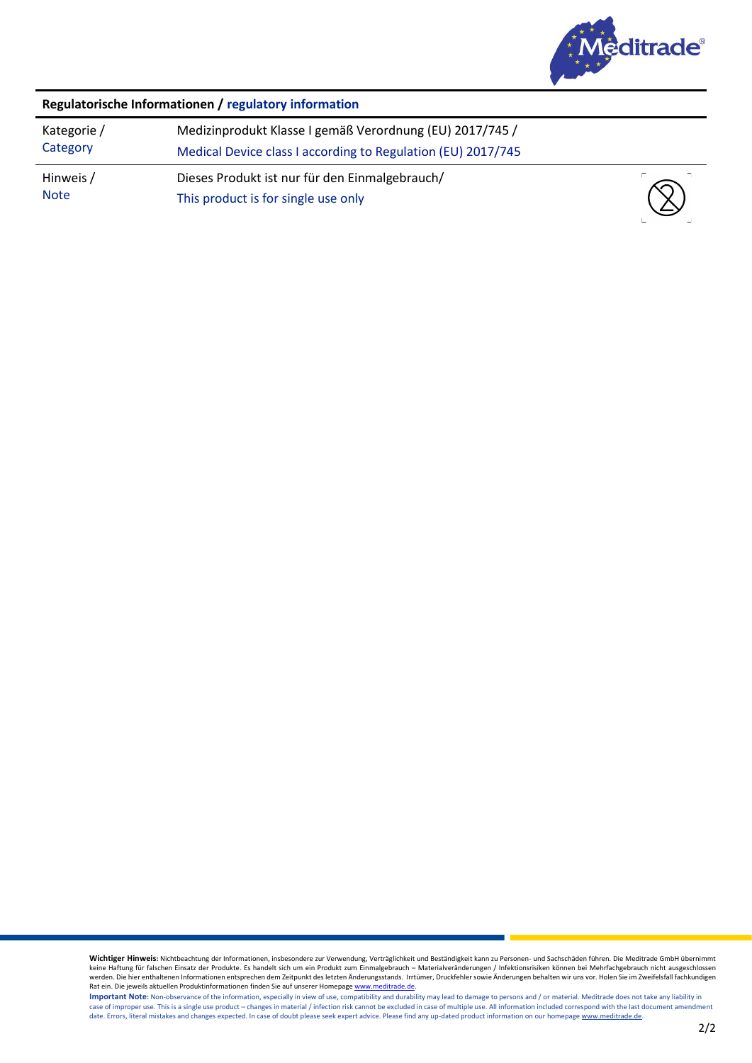**Regulatorische Informationen / regulatory information**

| | |
|---|---|
| Kategorie / Category | Medizinprodukt Klasse I gemäß Verordnung (EU) 2017/745 / Medical Device class I according to Regulation (EU) 2017/745 |
| Hinweis / Note | Dieses Produkt ist nur für den Einmalgebrauch/ This product is for single use only |

**Wichtiger Hinweis:** Nichtbeachtung der Informationen, insbesondere zur Verwendung, Verträglichkeit und Beständigkeit kann zu Personen- und Sachschäden führen. Die Meditrade GmbH übernimmt keine Haftung für falschen Einsatz der Produkte. Es handelt sich um ein Produkt zum Einmalgebrauch – Materialveränderungen / Infektionsrisiken können bei Mehrfachgebrauch nicht ausgeschlossen werden. Die hier enthaltenen Informationen entsprechen dem Zeitpunkt des letzten Änderungsstands. Irrtümer, Druckfehler sowie Änderungen behalten wir uns vor. Holen Sie im Zweifelsfall fachkundigen Rat ein. Die jeweils aktuellen Produktinformationen finden Sie auf unserer Homepage www.meditrade.de.

**Important Note:** Non-observance of the information, especially in view of use, compatibility and durability may lead to damage to persons and / or material. Meditrade does not take any liability in case of improper use. This is a single use product – changes in material / infection risk cannot be excluded in case of multiple use. All information included correspond with the last document amendment date. Errors, literal mistakes and changes expected. In case of doubt please seek expert advice. Please find any up-dated product information on our homepage www.meditrade.de.